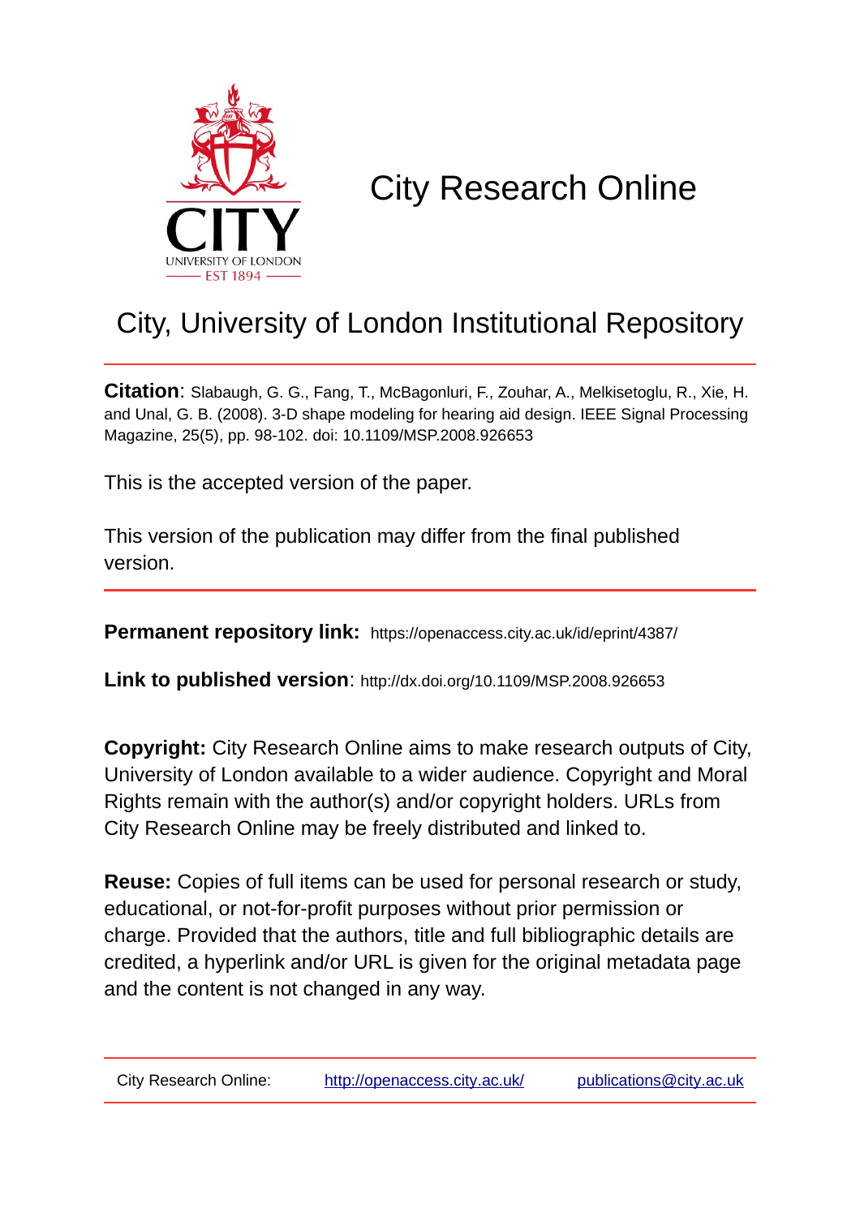# City Research Online

## City, University of London Institutional Repository

**Citation**: Slabaugh, G. G., Fang, T., McBagonluri, F., Zouhar, A., Melkisetoglu, R., Xie, H. and Unal, G. B. (2008). 3-D shape modeling for hearing aid design. IEEE Signal Processing Magazine, 25(5), pp. 98-102. doi: 10.1109/MSP.2008.926653

This is the accepted version of the paper.

This version of the publication may differ from the final published version.

**Permanent repository link:** https://openaccess.city.ac.uk/id/eprint/4387/

**Link to published version**: http://dx.doi.org/10.1109/MSP.2008.926653

**Copyright:** City Research Online aims to make research outputs of City, University of London available to a wider audience. Copyright and Moral Rights remain with the author(s) and/or copyright holders. URLs from City Research Online may be freely distributed and linked to.

**Reuse:** Copies of full items can be used for personal research or study, educational, or not-for-profit purposes without prior permission or charge. Provided that the authors, title and full bibliographic details are credited, a hyperlink and/or URL is given for the original metadata page and the content is not changed in any way.

City Research Online: http://openaccess.city.ac.uk/ publications@city.ac.uk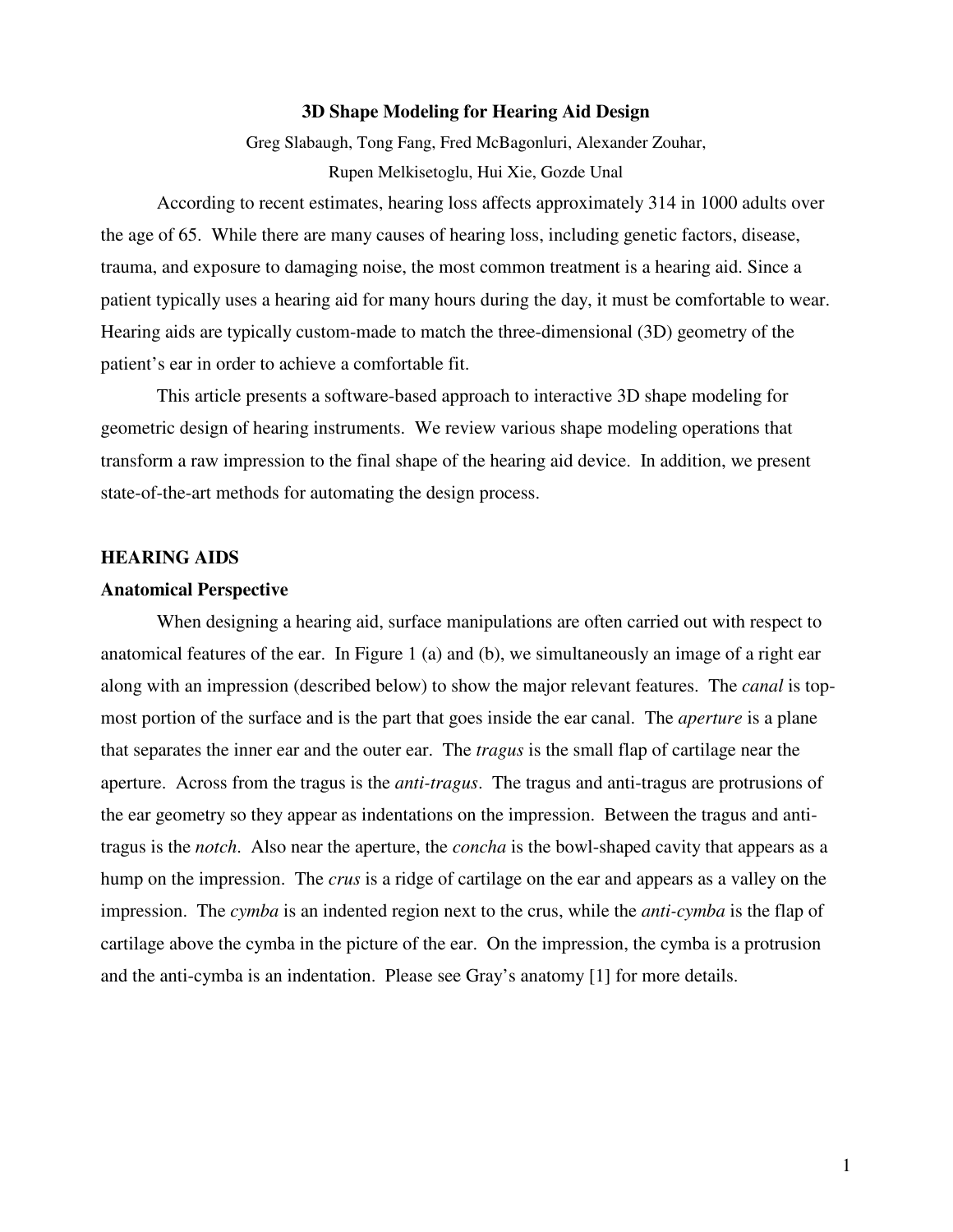# 3D Shape Modeling for Hearing Aid Design

Greg Slabaugh, Tong Fang, Fred McBagonluri, Alexander Zouhar, Rupen Melkisetoglu, Hui Xie, Gozde Unal

According to recent estimates, hearing loss affects approximately 314 in 1000 adults over the age of 65. While there are many causes of hearing loss, including genetic factors, disease, trauma, and exposure to damaging noise, the most common treatment is a hearing aid. Since a patient typically uses a hearing aid for many hours during the day, it must be comfortable to wear. Hearing aids are typically custom-made to match the three-dimensional (3D) geometry of the patient's ear in order to achieve a comfortable fit.

This article presents a software-based approach to interactive 3D shape modeling for geometric design of hearing instruments. We review various shape modeling operations that transform a raw impression to the final shape of the hearing aid device. In addition, we present state-of-the-art methods for automating the design process.

## HEARING AIDS

### Anatomical Perspective

When designing a hearing aid, surface manipulations are often carried out with respect to anatomical features of the ear. In Figure 1 (a) and (b), we simultaneously an image of a right ear along with an impression (described below) to show the major relevant features. The *canal* is top-most portion of the surface and is the part that goes inside the ear canal. The *aperture* is a plane that separates the inner ear and the outer ear. The *tragus* is the small flap of cartilage near the aperture. Across from the tragus is the *anti-tragus*. The tragus and anti-tragus are protrusions of the ear geometry so they appear as indentations on the impression. Between the tragus and anti-tragus is the *notch*. Also near the aperture, the *concha* is the bowl-shaped cavity that appears as a hump on the impression. The *crus* is a ridge of cartilage on the ear and appears as a valley on the impression. The *cymba* is an indented region next to the crus, while the *anti-cymba* is the flap of cartilage above the cymba in the picture of the ear. On the impression, the cymba is a protrusion and the anti-cymba is an indentation. Please see Gray's anatomy [1] for more details.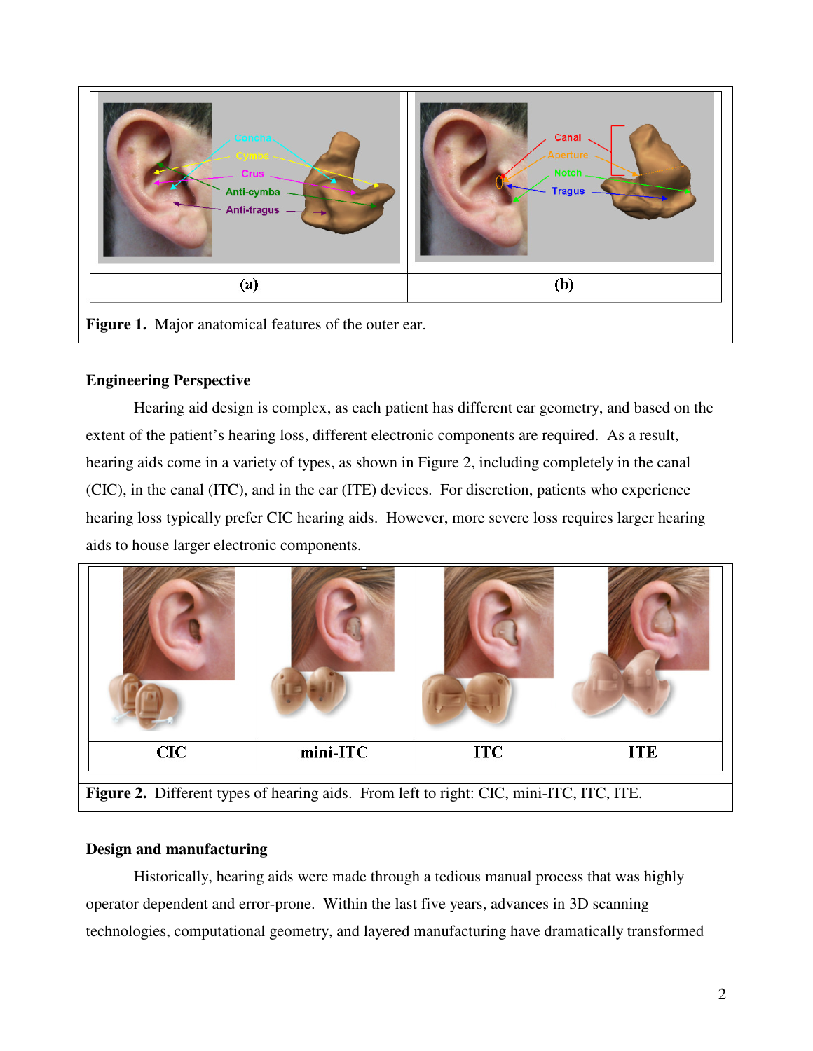| (a) | (b) |
|---|---|

Figure 1. Major anatomical features of the outer ear.

**Engineering Perspective**

Hearing aid design is complex, as each patient has different ear geometry, and based on the extent of the patient's hearing loss, different electronic components are required. As a result, hearing aids come in a variety of types, as shown in Figure 2, including completely in the canal (CIC), in the canal (ITC), and in the ear (ITE) devices. For discretion, patients who experience hearing loss typically prefer CIC hearing aids. However, more severe loss requires larger hearing aids to house larger electronic components.

| CIC | mini-ITC | ITC | ITE |
|---|---|---|---|

**Figure 2.** Different types of hearing aids. From left to right: CIC, mini-ITC, ITC, ITE.

**Design and manufacturing**

Historically, hearing aids were made through a tedious manual process that was highly operator dependent and error-prone. Within the last five years, advances in 3D scanning technologies, computational geometry, and layered manufacturing have dramatically transformed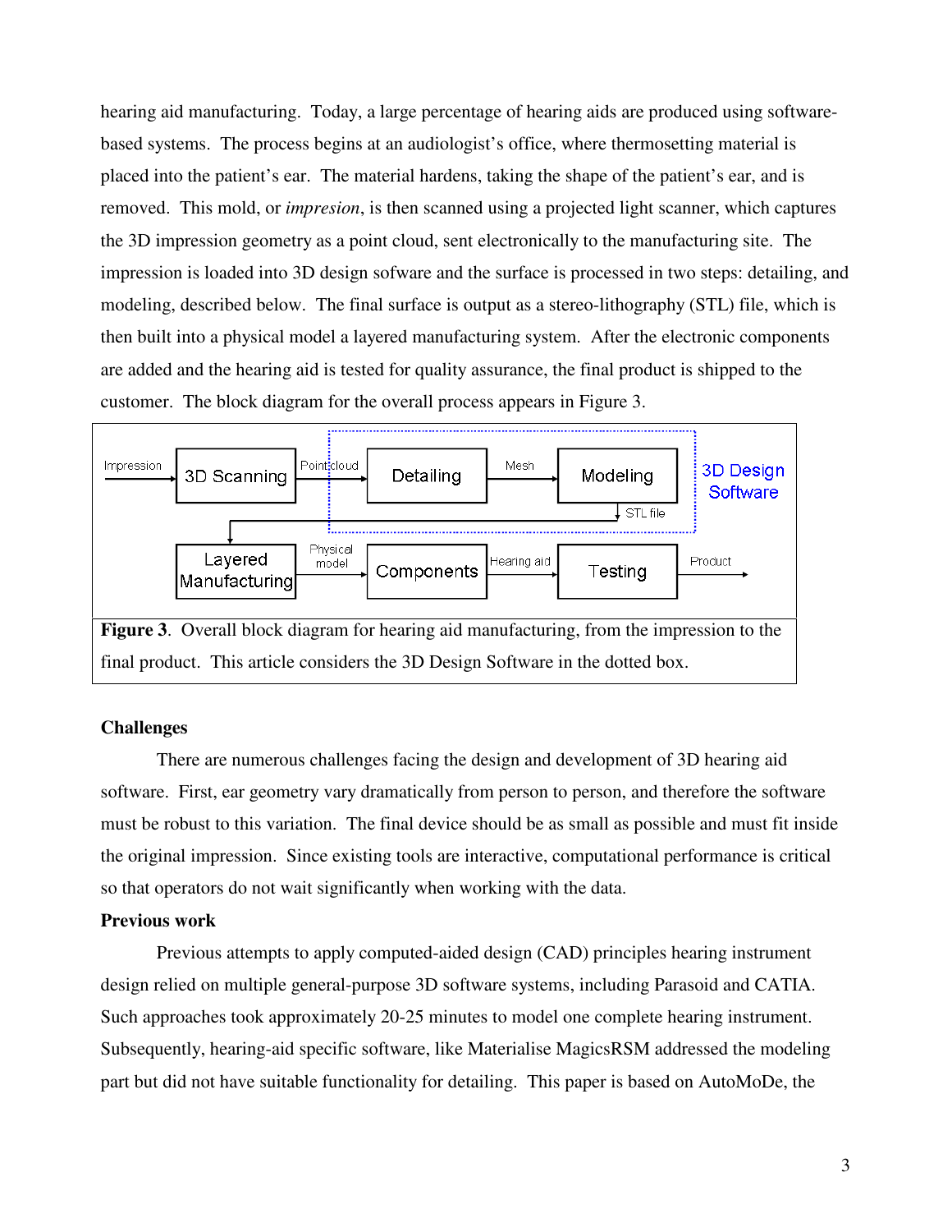hearing aid manufacturing. Today, a large percentage of hearing aids are produced using software-based systems. The process begins at an audiologist's office, where thermosetting material is placed into the patient's ear. The material hardens, taking the shape of the patient's ear, and is removed. This mold, or *impresion*, is then scanned using a projected light scanner, which captures the 3D impression geometry as a point cloud, sent electronically to the manufacturing site. The impression is loaded into 3D design sofware and the surface is processed in two steps: detailing, and modeling, described below. The final surface is output as a stereo-lithography (STL) file, which is then built into a physical model a layered manufacturing system. After the electronic components are added and the hearing aid is tested for quality assurance, the final product is shipped to the customer. The block diagram for the overall process appears in Figure 3.

**Figure 3**. Overall block diagram for hearing aid manufacturing, from the impression to the final product. This article considers the 3D Design Software in the dotted box.

### Challenges

There are numerous challenges facing the design and development of 3D hearing aid software. First, ear geometry vary dramatically from person to person, and therefore the software must be robust to this variation. The final device should be as small as possible and must fit inside the original impression. Since existing tools are interactive, computational performance is critical so that operators do not wait significantly when working with the data.

### Previous work

Previous attempts to apply computed-aided design (CAD) principles hearing instrument design relied on multiple general-purpose 3D software systems, including Parasoid and CATIA. Such approaches took approximately 20-25 minutes to model one complete hearing instrument. Subsequently, hearing-aid specific software, like Materialise MagicsRSM addressed the modeling part but did not have suitable functionality for detailing. This paper is based on AutoMoDe, the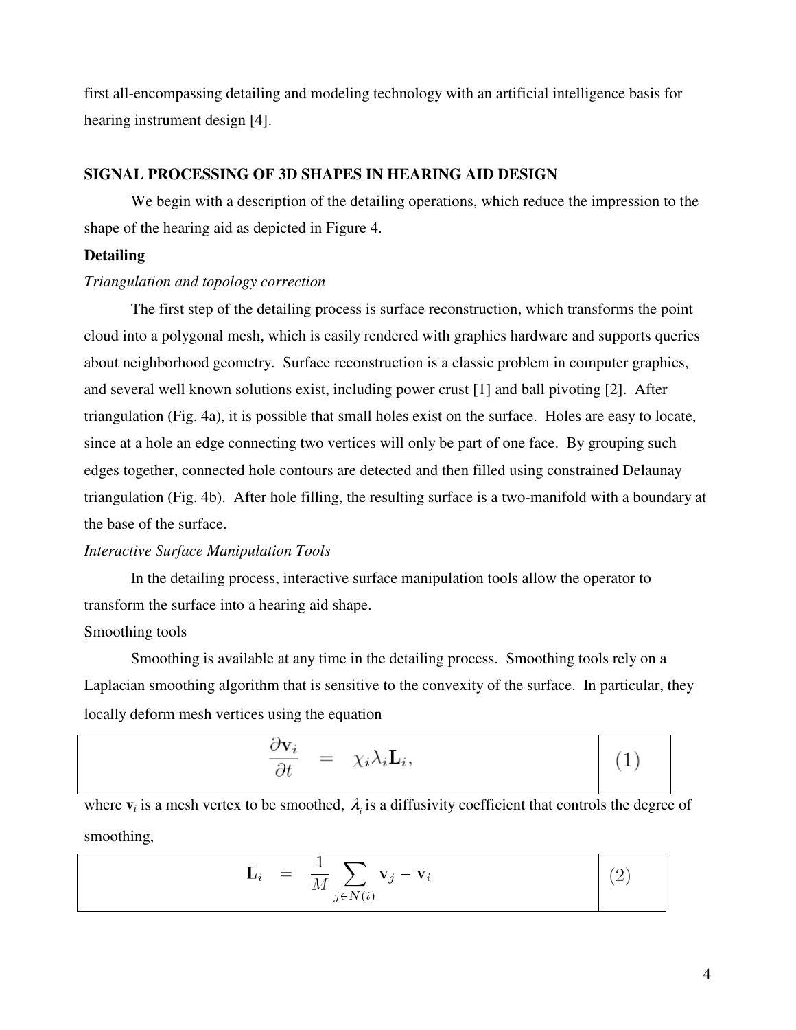first all-encompassing detailing and modeling technology with an artificial intelligence basis for hearing instrument design [4].

## SIGNAL PROCESSING OF 3D SHAPES IN HEARING AID DESIGN

We begin with a description of the detailing operations, which reduce the impression to the shape of the hearing aid as depicted in Figure 4.

### Detailing

*Triangulation and topology correction*

The first step of the detailing process is surface reconstruction, which transforms the point cloud into a polygonal mesh, which is easily rendered with graphics hardware and supports queries about neighborhood geometry. Surface reconstruction is a classic problem in computer graphics, and several well known solutions exist, including power crust [1] and ball pivoting [2]. After triangulation (Fig. 4a), it is possible that small holes exist on the surface. Holes are easy to locate, since at a hole an edge connecting two vertices will only be part of one face. By grouping such edges together, connected hole contours are detected and then filled using constrained Delaunay triangulation (Fig. 4b). After hole filling, the resulting surface is a two-manifold with a boundary at the base of the surface.

*Interactive Surface Manipulation Tools*

In the detailing process, interactive surface manipulation tools allow the operator to transform the surface into a hearing aid shape.

Smoothing tools

Smoothing is available at any time in the detailing process. Smoothing tools rely on a Laplacian smoothing algorithm that is sensitive to the convexity of the surface. In particular, they locally deform mesh vertices using the equation

$$\frac{\partial \mathbf{v}_i}{\partial t} = \chi_i \lambda_i \mathbf{L}_i, \tag{1}$$

where $\mathbf{v}_i$ is a mesh vertex to be smoothed, $\lambda_i$ is a diffusivity coefficient that controls the degree of smoothing,

$$\mathbf{L}_i = \frac{1}{M} \sum_{j \in N(i)} \mathbf{v}_j - \mathbf{v}_i \tag{2}$$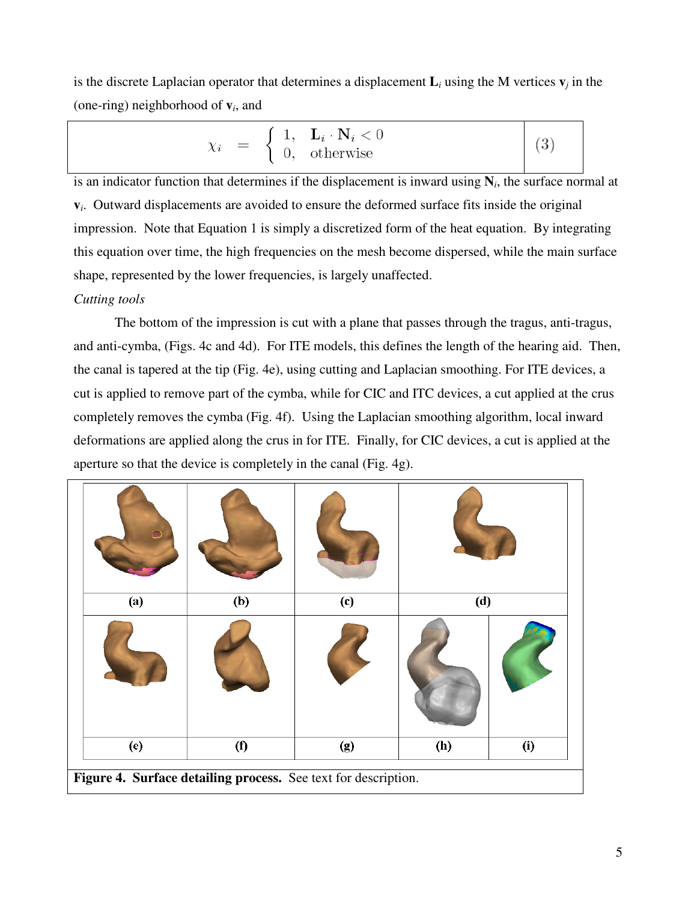is the discrete Laplacian operator that determines a displacement $\mathbf{L}_i$ using the M vertices $\mathbf{v}_j$ in the (one-ring) neighborhood of $\mathbf{v}_i$, and

$$\chi_i = \begin{cases} 1, & \mathbf{L}_i \cdot \mathbf{N}_i < 0 \\ 0, & \text{otherwise} \end{cases} \quad (3)$$

is an indicator function that determines if the displacement is inward using $\mathbf{N}_i$, the surface normal at $\mathbf{v}_i$. Outward displacements are avoided to ensure the deformed surface fits inside the original impression. Note that Equation 1 is simply a discretized form of the heat equation. By integrating this equation over time, the high frequencies on the mesh become dispersed, while the main surface shape, represented by the lower frequencies, is largely unaffected.

*Cutting tools*

The bottom of the impression is cut with a plane that passes through the tragus, anti-tragus, and anti-cymba, (Figs. 4c and 4d). For ITE models, this defines the length of the hearing aid. Then, the canal is tapered at the tip (Fig. 4e), using cutting and Laplacian smoothing. For ITE devices, a cut is applied to remove part of the cymba, while for CIC and ITC devices, a cut applied at the crus completely removes the cymba (Fig. 4f). Using the Laplacian smoothing algorithm, local inward deformations are applied along the crus in for ITE. Finally, for CIC devices, a cut is applied at the aperture so that the device is completely in the canal (Fig. 4g).

(a) (b) (c) (d)

(e) (f) (g) (h) (i)

**Figure 4. Surface detailing process.** See text for description.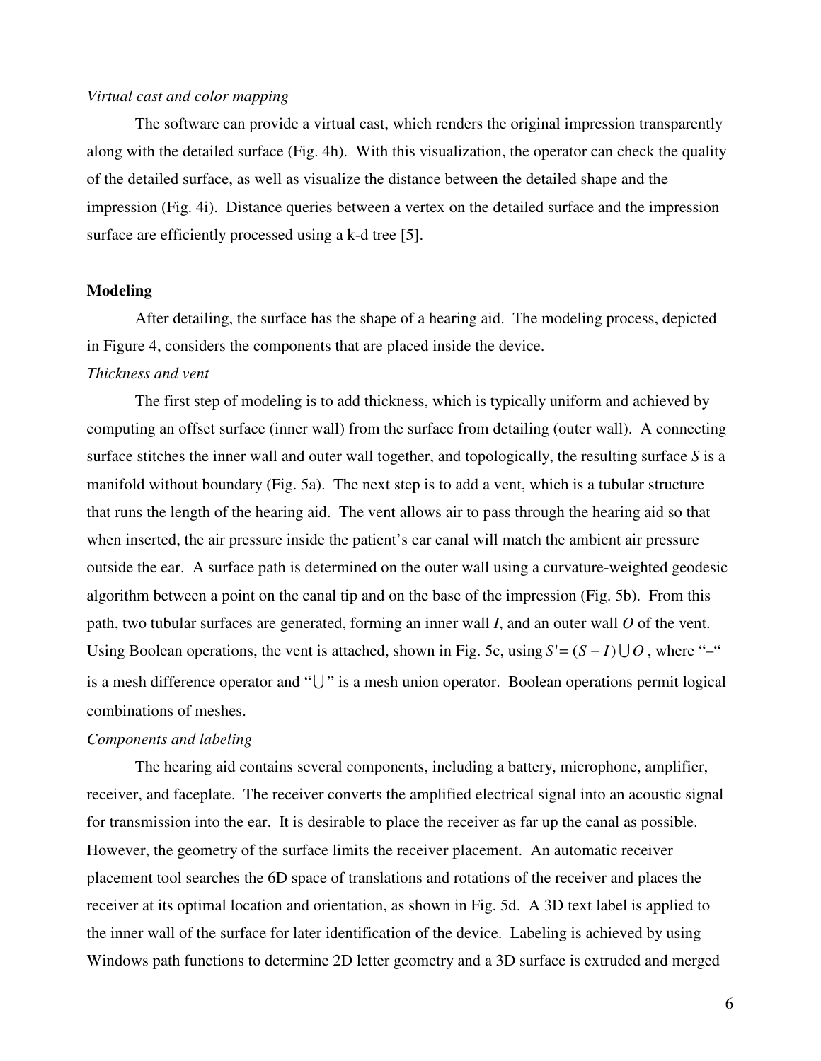*Virtual cast and color mapping*

The software can provide a virtual cast, which renders the original impression transparently along with the detailed surface (Fig. 4h). With this visualization, the operator can check the quality of the detailed surface, as well as visualize the distance between the detailed shape and the impression (Fig. 4i). Distance queries between a vertex on the detailed surface and the impression surface are efficiently processed using a k-d tree [5].

**Modeling**

After detailing, the surface has the shape of a hearing aid. The modeling process, depicted in Figure 4, considers the components that are placed inside the device.

*Thickness and vent*

The first step of modeling is to add thickness, which is typically uniform and achieved by computing an offset surface (inner wall) from the surface from detailing (outer wall). A connecting surface stitches the inner wall and outer wall together, and topologically, the resulting surface *S* is a manifold without boundary (Fig. 5a). The next step is to add a vent, which is a tubular structure that runs the length of the hearing aid. The vent allows air to pass through the hearing aid so that when inserted, the air pressure inside the patient's ear canal will match the ambient air pressure outside the ear. A surface path is determined on the outer wall using a curvature-weighted geodesic algorithm between a point on the canal tip and on the base of the impression (Fig. 5b). From this path, two tubular surfaces are generated, forming an inner wall *I*, and an outer wall *O* of the vent. Using Boolean operations, the vent is attached, shown in Fig. 5c, using $S' = (S - I) \bigcup O$, where "–" is a mesh difference operator and "$\bigcup$" is a mesh union operator. Boolean operations permit logical combinations of meshes.

*Components and labeling*

The hearing aid contains several components, including a battery, microphone, amplifier, receiver, and faceplate. The receiver converts the amplified electrical signal into an acoustic signal for transmission into the ear. It is desirable to place the receiver as far up the canal as possible. However, the geometry of the surface limits the receiver placement. An automatic receiver placement tool searches the 6D space of translations and rotations of the receiver and places the receiver at its optimal location and orientation, as shown in Fig. 5d. A 3D text label is applied to the inner wall of the surface for later identification of the device. Labeling is achieved by using Windows path functions to determine 2D letter geometry and a 3D surface is extruded and merged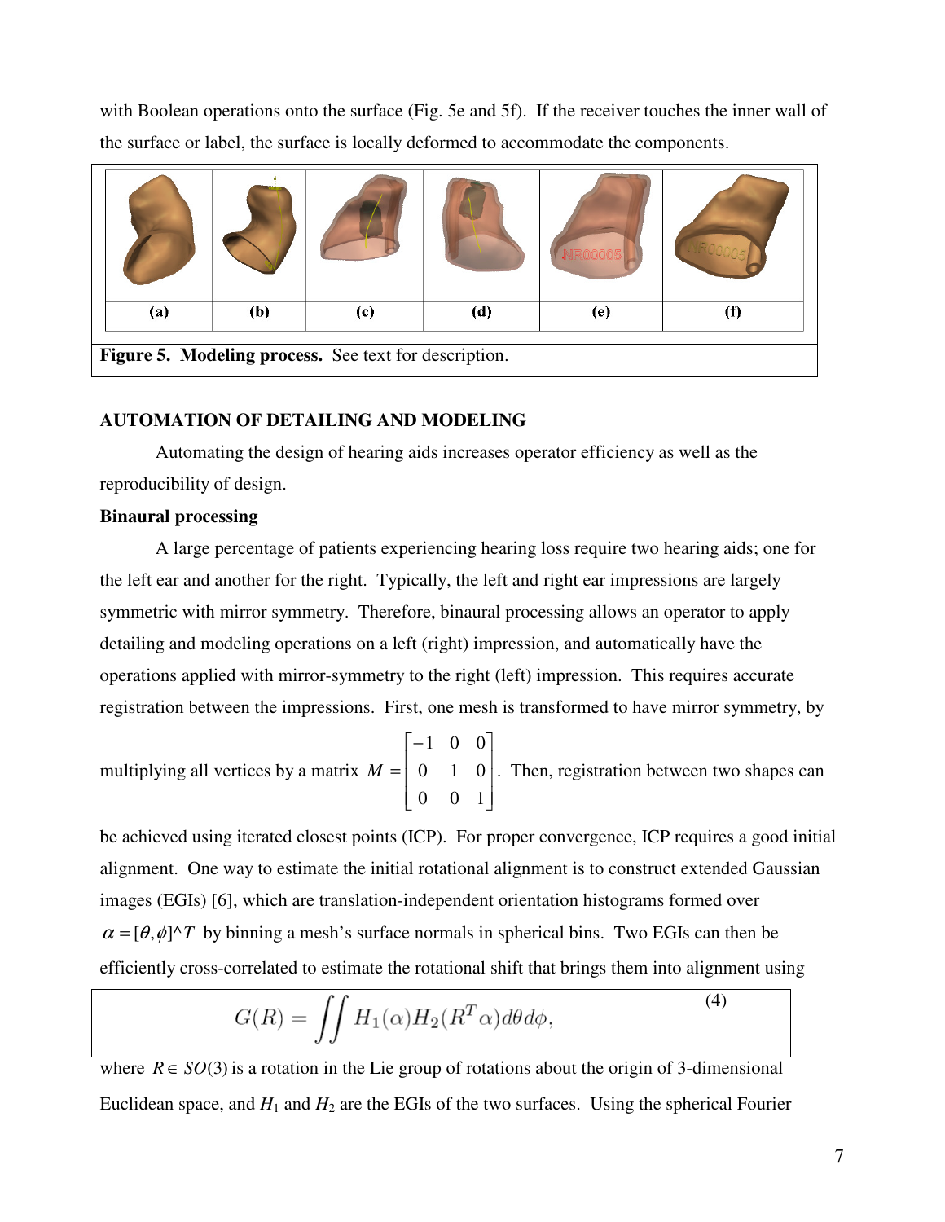with Boolean operations onto the surface (Fig. 5e and 5f). If the receiver touches the inner wall of the surface or label, the surface is locally deformed to accommodate the components.

| (a) | (b) | (c) | (d) | (e) | (f) |
|---|---|---|---|---|---|

**Figure 5. Modeling process.** See text for description.

## AUTOMATION OF DETAILING AND MODELING

Automating the design of hearing aids increases operator efficiency as well as the reproducibility of design.

### Binaural processing

A large percentage of patients experiencing hearing loss require two hearing aids; one for the left ear and another for the right. Typically, the left and right ear impressions are largely symmetric with mirror symmetry. Therefore, binaural processing allows an operator to apply detailing and modeling operations on a left (right) impression, and automatically have the operations applied with mirror-symmetry to the right (left) impression. This requires accurate registration between the impressions. First, one mesh is transformed to have mirror symmetry, by multiplying all vertices by a matrix $M = \begin{bmatrix} -1 & 0 & 0 \\ 0 & 1 & 0 \\ 0 & 0 & 1 \end{bmatrix}$. Then, registration between two shapes can be achieved using iterated closest points (ICP). For proper convergence, ICP requires a good initial alignment. One way to estimate the initial rotational alignment is to construct extended Gaussian images (EGIs) [6], which are translation-independent orientation histograms formed over $\alpha = [\theta, \phi]^T$ by binning a mesh's surface normals in spherical bins. Two EGIs can then be efficiently cross-correlated to estimate the rotational shift that brings them into alignment using

$$G(R) = \iint H_1(\alpha) H_2(R^T \alpha) d\theta d\phi, \tag{4}$$

where $R \in SO(3)$ is a rotation in the Lie group of rotations about the origin of 3-dimensional Euclidean space, and $H_1$ and $H_2$ are the EGIs of the two surfaces. Using the spherical Fourier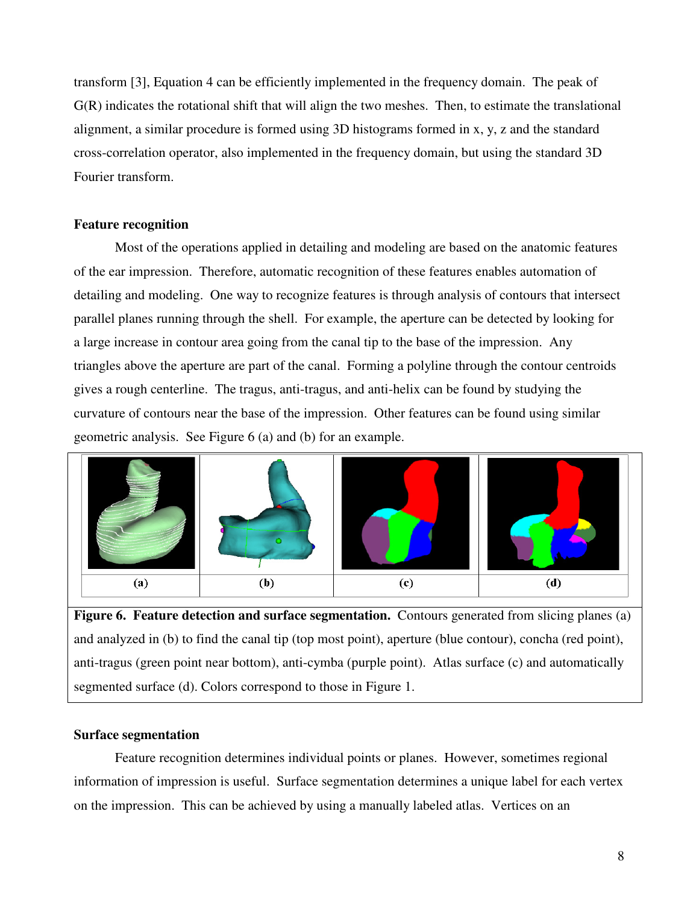transform [3], Equation 4 can be efficiently implemented in the frequency domain. The peak of G(R) indicates the rotational shift that will align the two meshes. Then, to estimate the translational alignment, a similar procedure is formed using 3D histograms formed in x, y, z and the standard cross-correlation operator, also implemented in the frequency domain, but using the standard 3D Fourier transform.

**Feature recognition**

Most of the operations applied in detailing and modeling are based on the anatomic features of the ear impression. Therefore, automatic recognition of these features enables automation of detailing and modeling. One way to recognize features is through analysis of contours that intersect parallel planes running through the shell. For example, the aperture can be detected by looking for a large increase in contour area going from the canal tip to the base of the impression. Any triangles above the aperture are part of the canal. Forming a polyline through the contour centroids gives a rough centerline. The tragus, anti-tragus, and anti-helix can be found by studying the curvature of contours near the base of the impression. Other features can be found using similar geometric analysis. See Figure 6 (a) and (b) for an example.

(a) (b) (c) (d)

**Figure 6. Feature detection and surface segmentation.** Contours generated from slicing planes (a) and analyzed in (b) to find the canal tip (top most point), aperture (blue contour), concha (red point), anti-tragus (green point near bottom), anti-cymba (purple point). Atlas surface (c) and automatically segmented surface (d). Colors correspond to those in Figure 1.

**Surface segmentation**

Feature recognition determines individual points or planes. However, sometimes regional information of impression is useful. Surface segmentation determines a unique label for each vertex on the impression. This can be achieved by using a manually labeled atlas. Vertices on an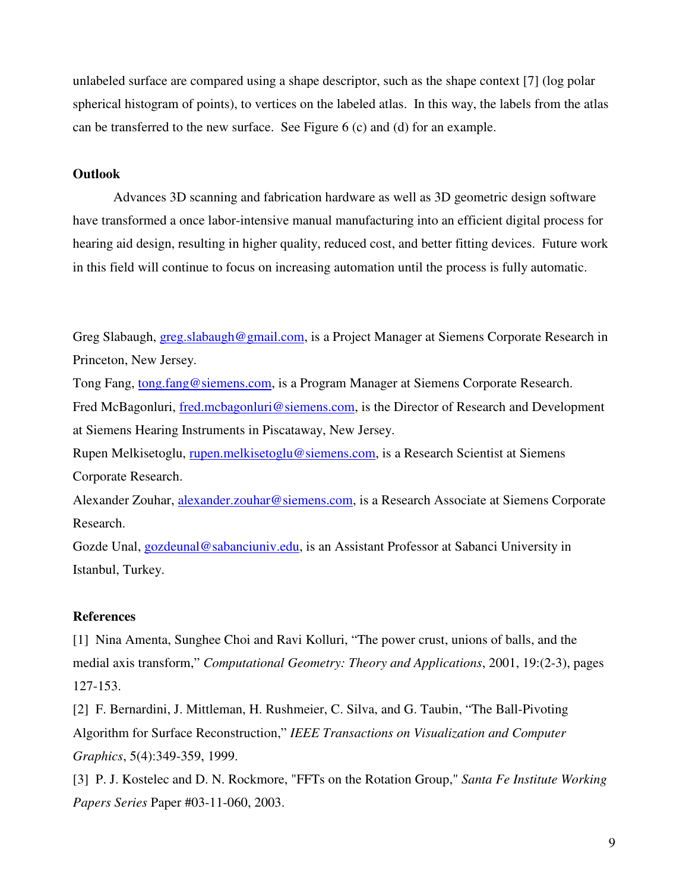unlabeled surface are compared using a shape descriptor, such as the shape context [7] (log polar spherical histogram of points), to vertices on the labeled atlas. In this way, the labels from the atlas can be transferred to the new surface. See Figure 6 (c) and (d) for an example.

**Outlook**

Advances 3D scanning and fabrication hardware as well as 3D geometric design software have transformed a once labor-intensive manual manufacturing into an efficient digital process for hearing aid design, resulting in higher quality, reduced cost, and better fitting devices. Future work in this field will continue to focus on increasing automation until the process is fully automatic.

Greg Slabaugh, greg.slabaugh@gmail.com, is a Project Manager at Siemens Corporate Research in Princeton, New Jersey.

Tong Fang, tong.fang@siemens.com, is a Program Manager at Siemens Corporate Research.

Fred McBagonluri, fred.mcbagonluri@siemens.com, is the Director of Research and Development at Siemens Hearing Instruments in Piscataway, New Jersey.

Rupen Melkisetoglu, rupen.melkisetoglu@siemens.com, is a Research Scientist at Siemens Corporate Research.

Alexander Zouhar, alexander.zouhar@siemens.com, is a Research Associate at Siemens Corporate Research.

Gozde Unal, gozdeunal@sabanciuniv.edu, is an Assistant Professor at Sabanci University in Istanbul, Turkey.

**References**

[1] Nina Amenta, Sunghee Choi and Ravi Kolluri, "The power crust, unions of balls, and the medial axis transform," *Computational Geometry: Theory and Applications*, 2001, 19:(2-3), pages 127-153.

[2] F. Bernardini, J. Mittleman, H. Rushmeier, C. Silva, and G. Taubin, "The Ball-Pivoting Algorithm for Surface Reconstruction," *IEEE Transactions on Visualization and Computer Graphics*, 5(4):349-359, 1999.

[3] P. J. Kostelec and D. N. Rockmore, "FFTs on the Rotation Group," *Santa Fe Institute Working Papers Series* Paper #03-11-060, 2003.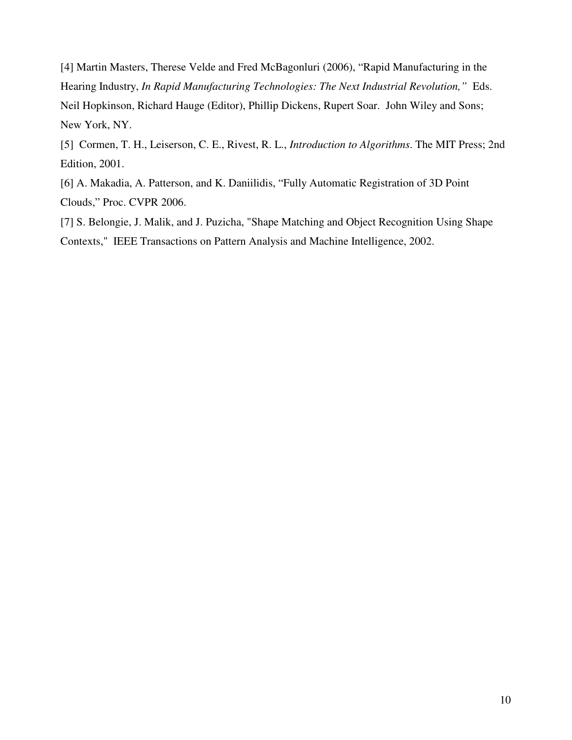[4] Martin Masters, Therese Velde and Fred McBagonluri (2006), "Rapid Manufacturing in the Hearing Industry, *In Rapid Manufacturing Technologies: The Next Industrial Revolution,"* Eds. Neil Hopkinson, Richard Hauge (Editor), Phillip Dickens, Rupert Soar. John Wiley and Sons; New York, NY.

[5] Cormen, T. H., Leiserson, C. E., Rivest, R. L., *Introduction to Algorithms*. The MIT Press; 2nd Edition, 2001.

[6] A. Makadia, A. Patterson, and K. Daniilidis, "Fully Automatic Registration of 3D Point Clouds," Proc. CVPR 2006.

[7] S. Belongie, J. Malik, and J. Puzicha, "Shape Matching and Object Recognition Using Shape Contexts," IEEE Transactions on Pattern Analysis and Machine Intelligence, 2002.